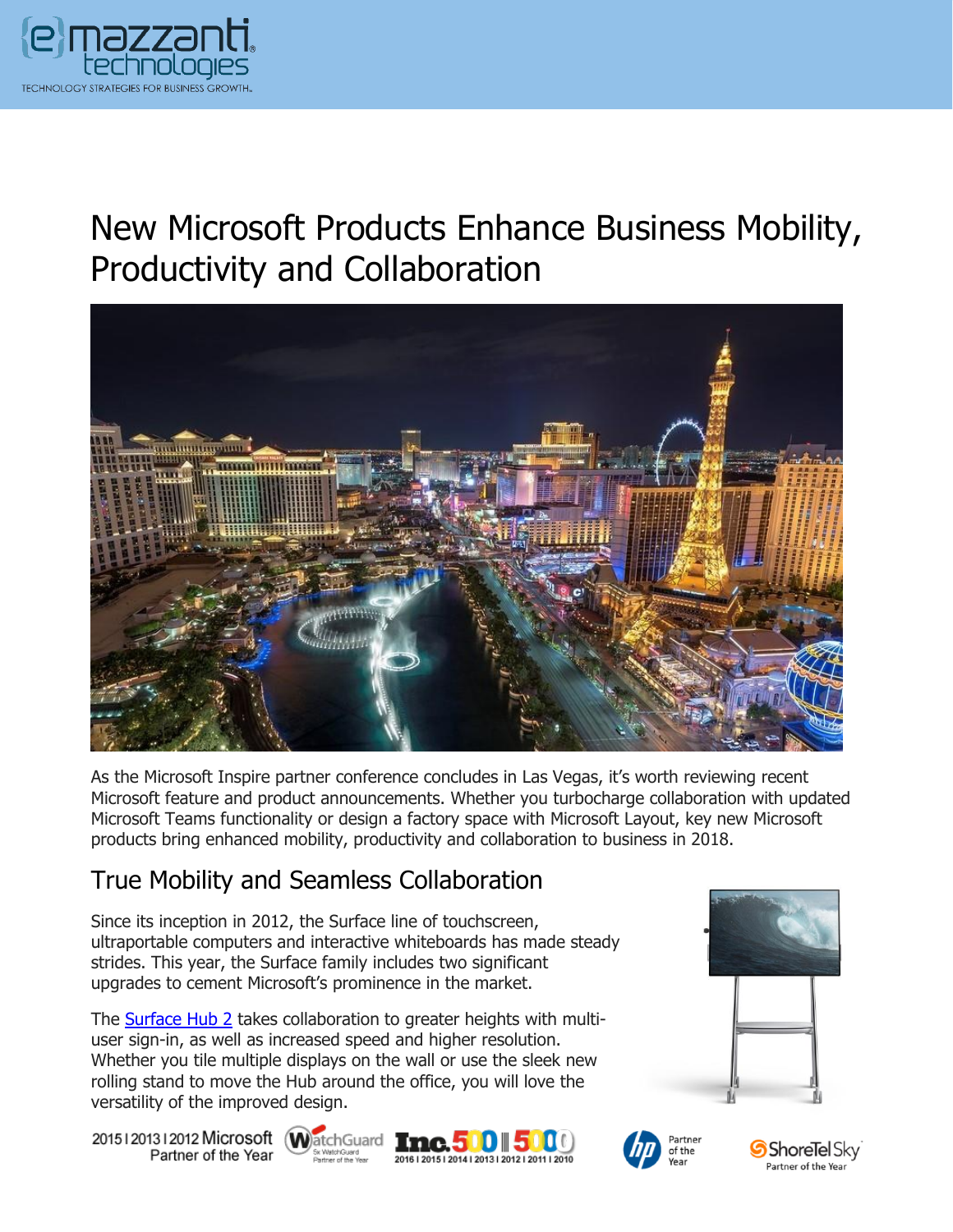# New Microsoft Products Enhance Business Mobility, Productivity and Collaboration

As the Microsoft Inspire partner conference concludes in Las Vegas, it's worth reviewing recent Microsoft feature and product announcements. Whether you turbocharge collaboration with updated Microsoft Teams functionality or design a factory space with Microsoft Layout, key new Microsoft products bring enhanced mobility, productivity and collaboration to business in 2018.

## True Mobility and Seamless Collaboration

Since its inception in 2012, the Surface line of touchscreen, ultraportable computers and interactive whiteboards has made steady strides. This year, the Surface family includes two significant upgrades to cement Microsoft's prominence in the market.

The [Surface Hub 2] takes collaboration to greater heights with multi-user sign-in, as well as increased speed and higher resolution. Whether you tile multiple displays on the wall or use the sleek new rolling stand to move the Hub around the office, you will love the versatility of the improved design.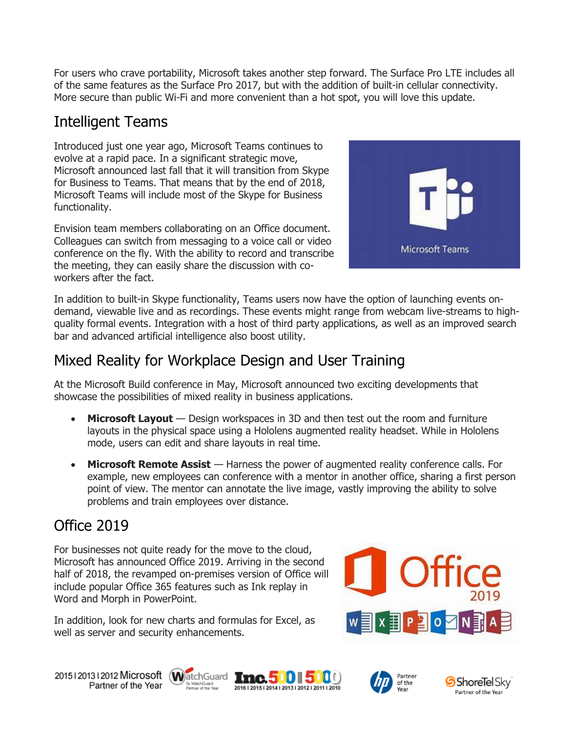For users who crave portability, Microsoft takes another step forward. The Surface Pro LTE includes all of the same features as the Surface Pro 2017, but with the addition of built-in cellular connectivity. More secure than public Wi-Fi and more convenient than a hot spot, you will love this update.

## Intelligent Teams

Introduced just one year ago, Microsoft Teams continues to evolve at a rapid pace. In a significant strategic move, Microsoft announced last fall that it will transition from Skype for Business to Teams. That means that by the end of 2018, Microsoft Teams will include most of the Skype for Business functionality.

Envision team members collaborating on an Office document. Colleagues can switch from messaging to a voice call or video conference on the fly. With the ability to record and transcribe the meeting, they can easily share the discussion with co-workers after the fact.

In addition to built-in Skype functionality, Teams users now have the option of launching events on-demand, viewable live and as recordings. These events might range from webcam live-streams to high-quality formal events. Integration with a host of third party applications, as well as an improved search bar and advanced artificial intelligence also boost utility.

## Mixed Reality for Workplace Design and User Training

At the Microsoft Build conference in May, Microsoft announced two exciting developments that showcase the possibilities of mixed reality in business applications.

- **Microsoft Layout** — Design workspaces in 3D and then test out the room and furniture layouts in the physical space using a Hololens augmented reality headset. While in Hololens mode, users can edit and share layouts in real time.
- **Microsoft Remote Assist** — Harness the power of augmented reality conference calls. For example, new employees can conference with a mentor in another office, sharing a first person point of view. The mentor can annotate the live image, vastly improving the ability to solve problems and train employees over distance.

## Office 2019

For businesses not quite ready for the move to the cloud, Microsoft has announced Office 2019. Arriving in the second half of 2018, the revamped on-premises version of Office will include popular Office 365 features such as Ink replay in Word and Morph in PowerPoint.

In addition, look for new charts and formulas for Excel, as well as server and security enhancements.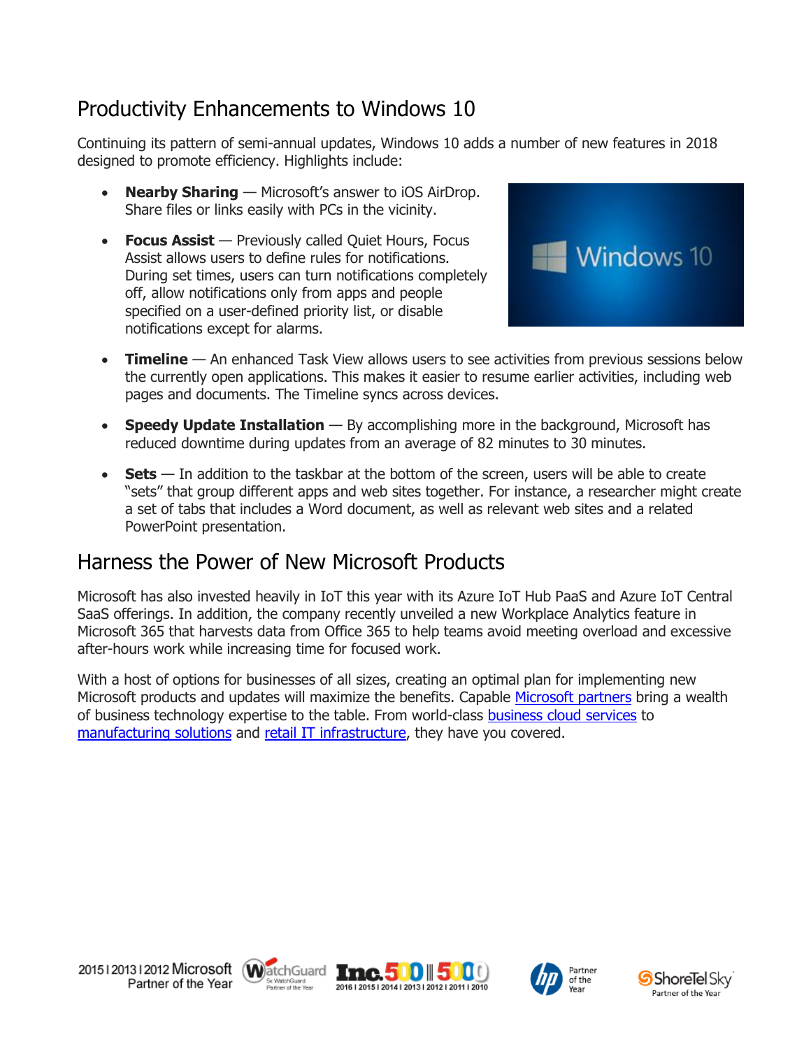## Productivity Enhancements to Windows 10

Continuing its pattern of semi-annual updates, Windows 10 adds a number of new features in 2018 designed to promote efficiency. Highlights include:

- **Nearby Sharing** — Microsoft's answer to iOS AirDrop. Share files or links easily with PCs in the vicinity.
- **Focus Assist** — Previously called Quiet Hours, Focus Assist allows users to define rules for notifications. During set times, users can turn notifications completely off, allow notifications only from apps and people specified on a user-defined priority list, or disable notifications except for alarms.
- **Timeline** — An enhanced Task View allows users to see activities from previous sessions below the currently open applications. This makes it easier to resume earlier activities, including web pages and documents. The Timeline syncs across devices.
- **Speedy Update Installation** — By accomplishing more in the background, Microsoft has reduced downtime during updates from an average of 82 minutes to 30 minutes.
- **Sets** — In addition to the taskbar at the bottom of the screen, users will be able to create "sets" that group different apps and web sites together. For instance, a researcher might create a set of tabs that includes a Word document, as well as relevant web sites and a related PowerPoint presentation.

## Harness the Power of New Microsoft Products

Microsoft has also invested heavily in IoT this year with its Azure IoT Hub PaaS and Azure IoT Central SaaS offerings. In addition, the company recently unveiled a new Workplace Analytics feature in Microsoft 365 that harvests data from Office 365 to help teams avoid meeting overload and excessive after-hours work while increasing time for focused work.

With a host of options for businesses of all sizes, creating an optimal plan for implementing new Microsoft products and updates will maximize the benefits. Capable Microsoft partners bring a wealth of business technology expertise to the table. From world-class business cloud services to manufacturing solutions and retail IT infrastructure, they have you covered.

2015 | 2013 | 2012 Microsoft Partner of the Year

WatchGuard 5x WatchGuard Partner of the Year

Inc. 500 | 5000 2016 | 2015 | 2014 | 2013 | 2012 | 2011 | 2010

hp Partner of the Year

ShoreTel Sky Partner of the Year